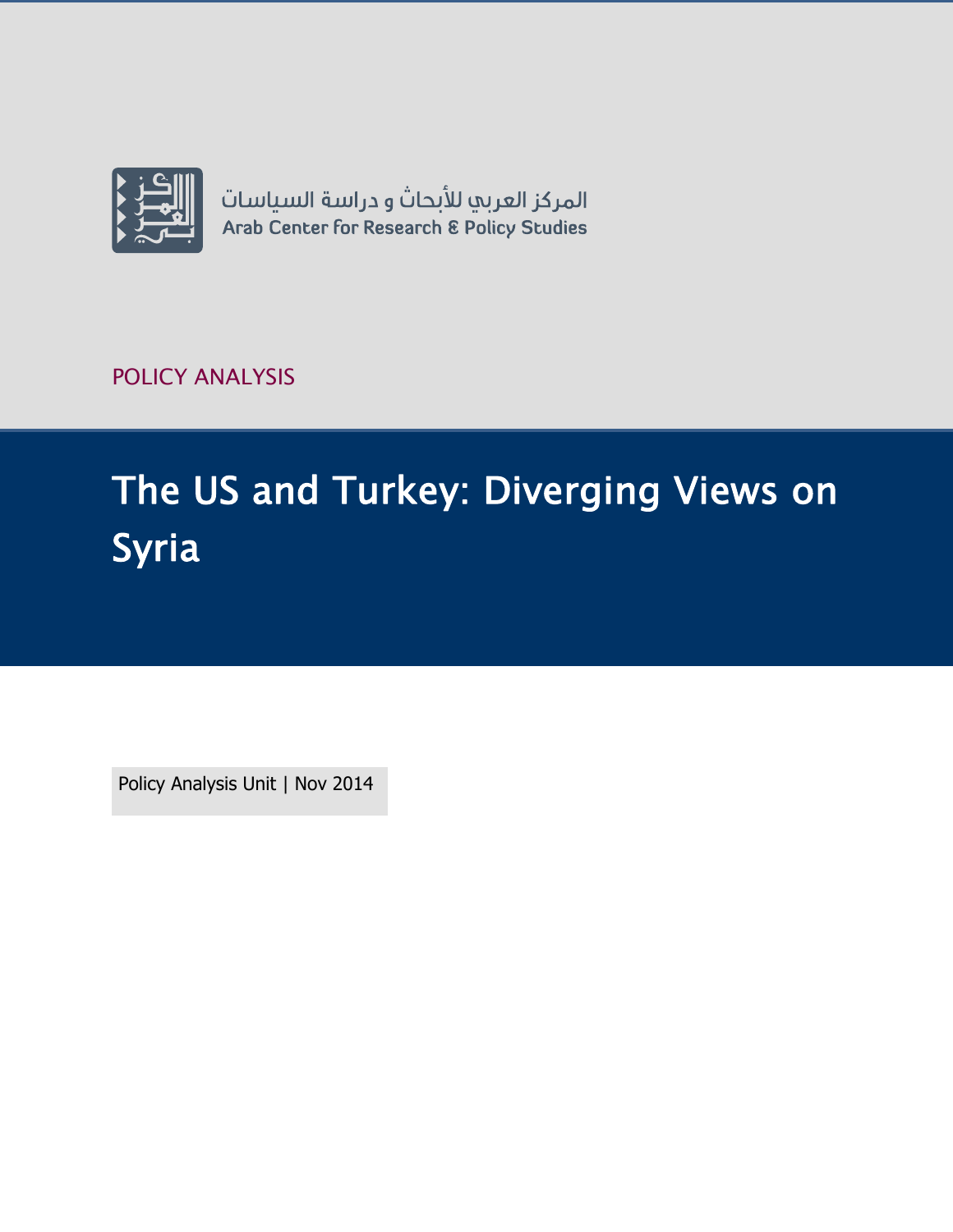المركز العربي للأبحاث و دراسة السياسات

Arab Center for Research & Policy Studies

POLICY ANALYSIS

# The US and Turkey: Diverging Views on Syria

Policy Analysis Unit | Nov 2014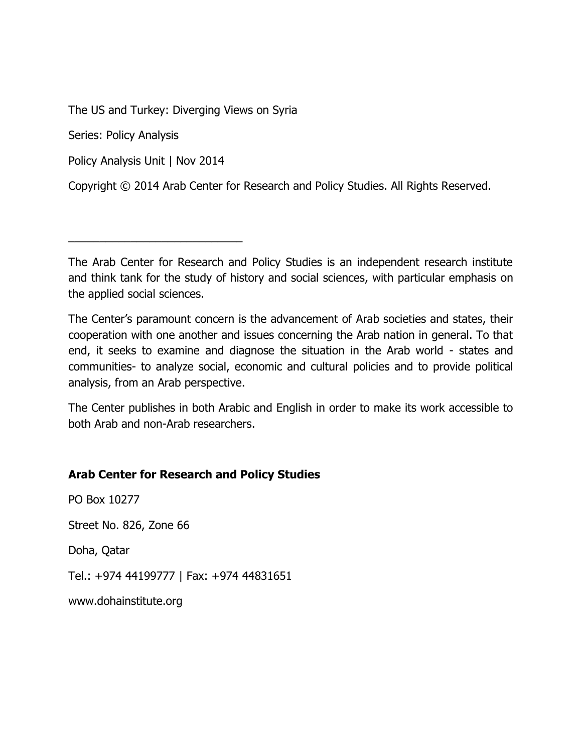The US and Turkey: Diverging Views on Syria

Series: Policy Analysis

Policy Analysis Unit | Nov 2014

Copyright © 2014 Arab Center for Research and Policy Studies. All Rights Reserved.

---

The Arab Center for Research and Policy Studies is an independent research institute and think tank for the study of history and social sciences, with particular emphasis on the applied social sciences.

The Center's paramount concern is the advancement of Arab societies and states, their cooperation with one another and issues concerning the Arab nation in general. To that end, it seeks to examine and diagnose the situation in the Arab world - states and communities- to analyze social, economic and cultural policies and to provide political analysis, from an Arab perspective.

The Center publishes in both Arabic and English in order to make its work accessible to both Arab and non-Arab researchers.

**Arab Center for Research and Policy Studies**

PO Box 10277

Street No. 826, Zone 66

Doha, Qatar

Tel.: +974 44199777 | Fax: +974 44831651

www.dohainstitute.org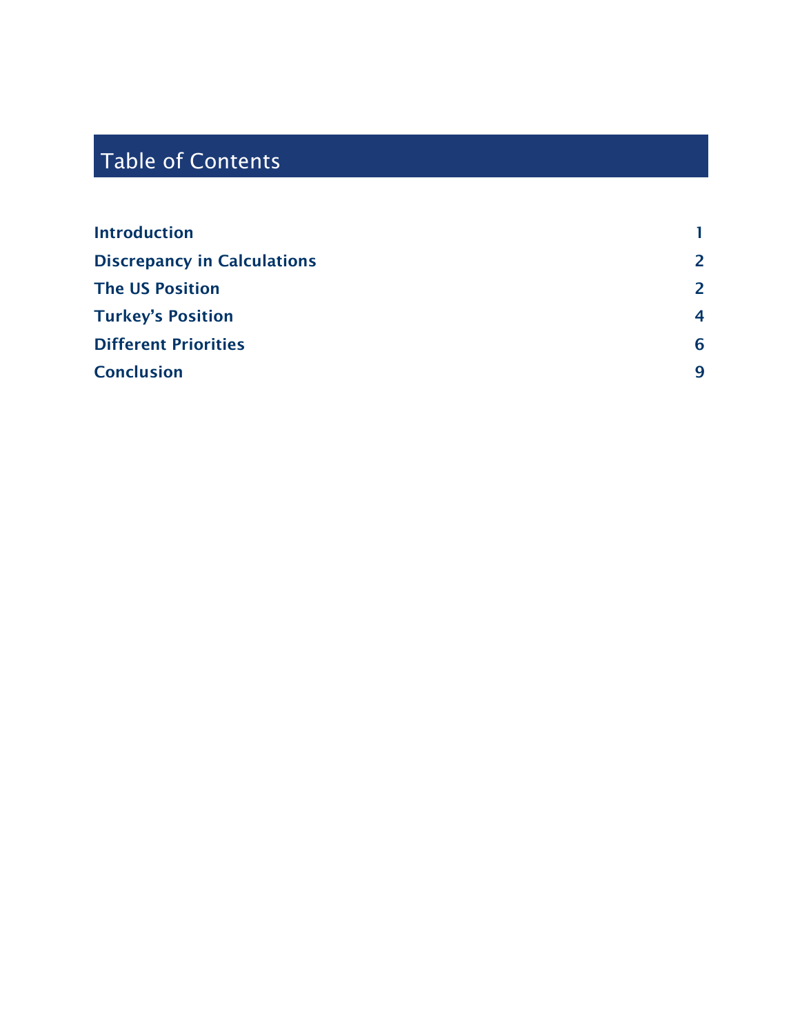# Table of Contents

| | |
|---|---|
| **Introduction** | **1** |
| **Discrepancy in Calculations** | **2** |
| **The US Position** | **2** |
| **Turkey's Position** | **4** |
| **Different Priorities** | **6** |
| **Conclusion** | **9** |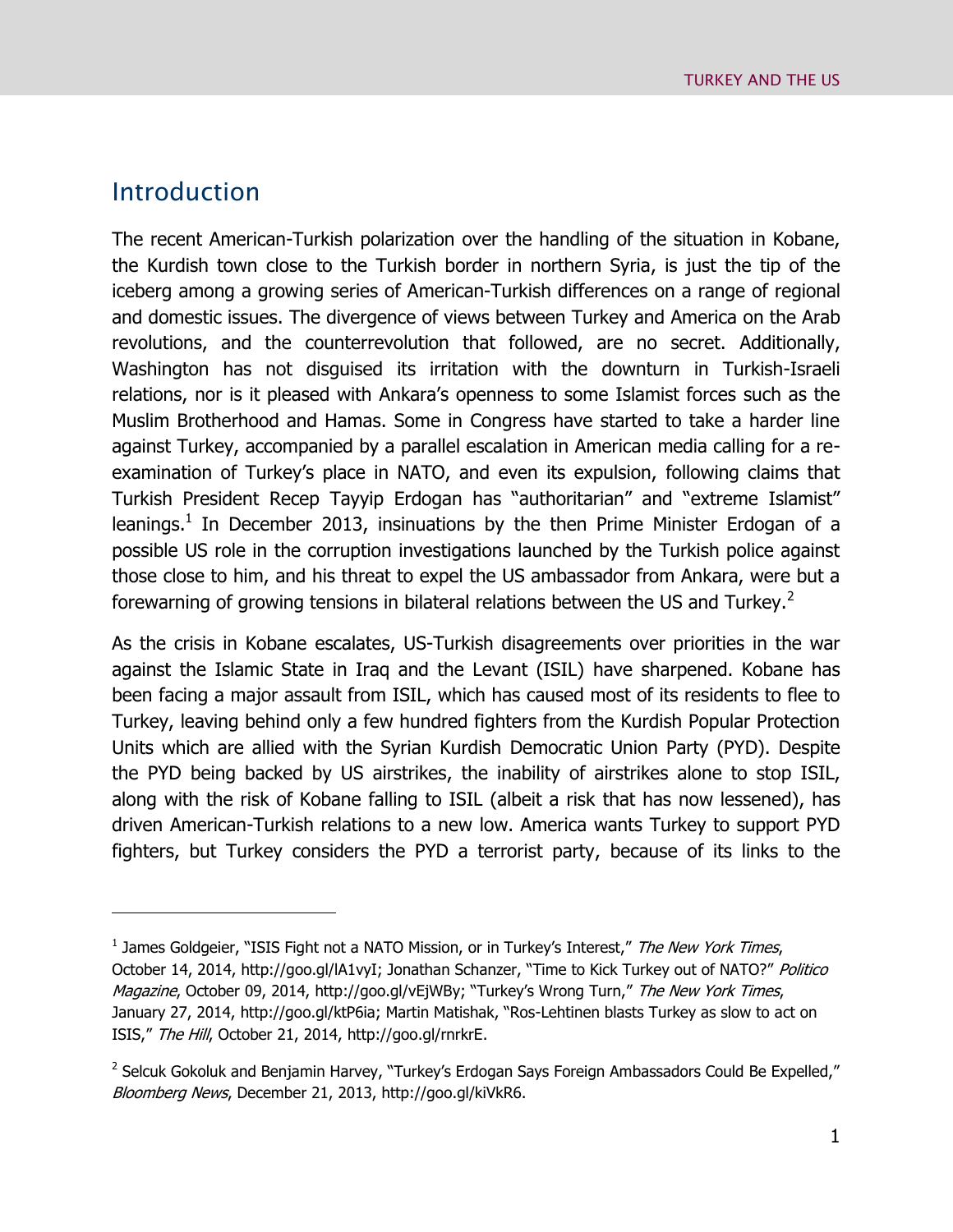## Introduction

The recent American-Turkish polarization over the handling of the situation in Kobane, the Kurdish town close to the Turkish border in northern Syria, is just the tip of the iceberg among a growing series of American-Turkish differences on a range of regional and domestic issues. The divergence of views between Turkey and America on the Arab revolutions, and the counterrevolution that followed, are no secret. Additionally, Washington has not disguised its irritation with the downturn in Turkish-Israeli relations, nor is it pleased with Ankara's openness to some Islamist forces such as the Muslim Brotherhood and Hamas. Some in Congress have started to take a harder line against Turkey, accompanied by a parallel escalation in American media calling for a re-examination of Turkey's place in NATO, and even its expulsion, following claims that Turkish President Recep Tayyip Erdogan has "authoritarian" and "extreme Islamist" leanings.[1] In December 2013, insinuations by the then Prime Minister Erdogan of a possible US role in the corruption investigations launched by the Turkish police against those close to him, and his threat to expel the US ambassador from Ankara, were but a forewarning of growing tensions in bilateral relations between the US and Turkey.[2]

As the crisis in Kobane escalates, US-Turkish disagreements over priorities in the war against the Islamic State in Iraq and the Levant (ISIL) have sharpened. Kobane has been facing a major assault from ISIL, which has caused most of its residents to flee to Turkey, leaving behind only a few hundred fighters from the Kurdish Popular Protection Units which are allied with the Syrian Kurdish Democratic Union Party (PYD). Despite the PYD being backed by US airstrikes, the inability of airstrikes alone to stop ISIL, along with the risk of Kobane falling to ISIL (albeit a risk that has now lessened), has driven American-Turkish relations to a new low. America wants Turkey to support PYD fighters, but Turkey considers the PYD a terrorist party, because of its links to the

---

[1] James Goldgeier, "ISIS Fight not a NATO Mission, or in Turkey's Interest," *The New York Times*, October 14, 2014, http://goo.gl/lA1vyI; Jonathan Schanzer, "Time to Kick Turkey out of NATO?" *Politico Magazine*, October 09, 2014, http://goo.gl/vEjWBy; "Turkey's Wrong Turn," *The New York Times*, January 27, 2014, http://goo.gl/ktP6ia; Martin Matishak, "Ros-Lehtinen blasts Turkey as slow to act on ISIS," *The Hill*, October 21, 2014, http://goo.gl/rnrkrE.

[2] Selcuk Gokoluk and Benjamin Harvey, "Turkey's Erdogan Says Foreign Ambassadors Could Be Expelled," *Bloomberg News*, December 21, 2013, http://goo.gl/kiVkR6.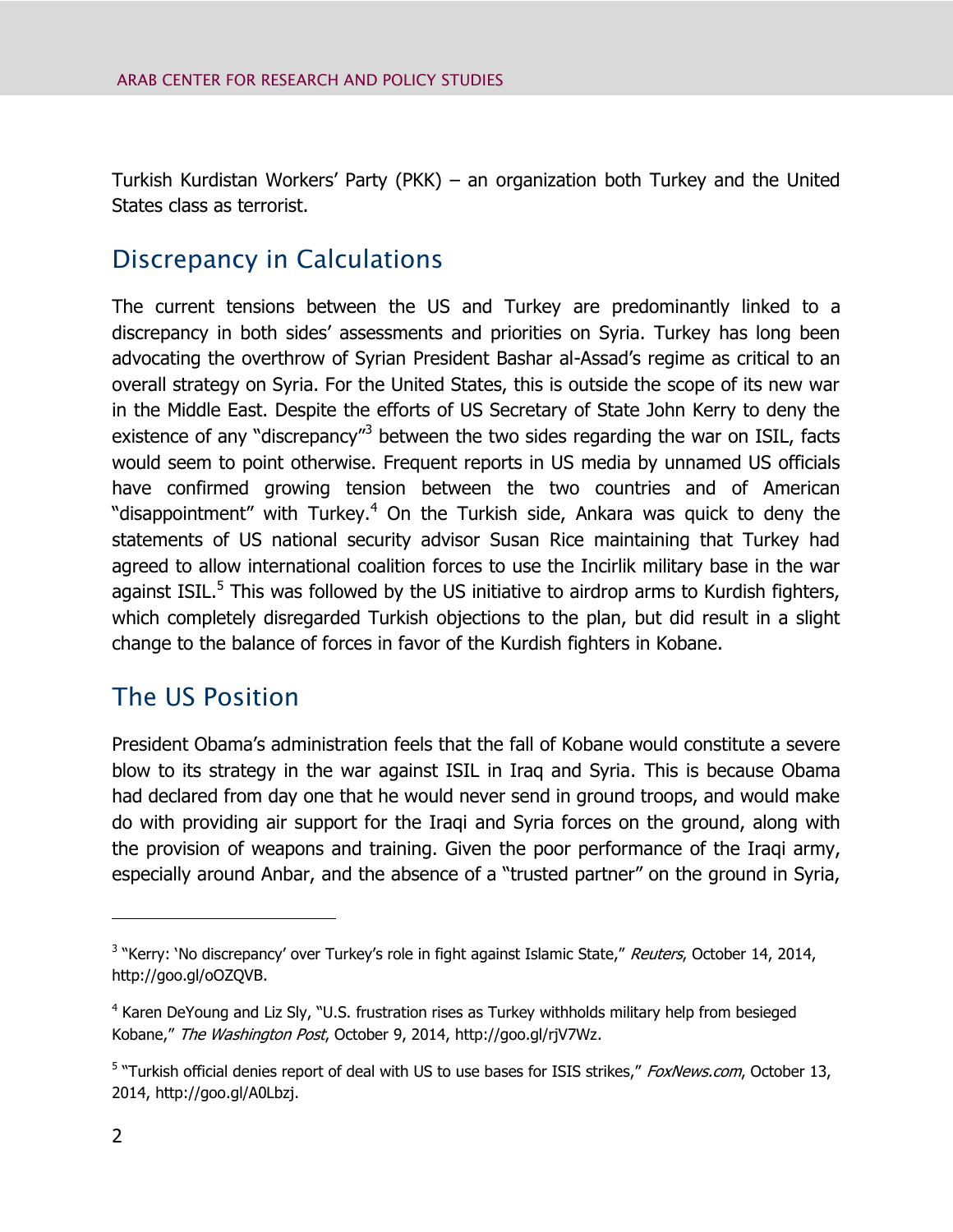Turkish Kurdistan Workers' Party (PKK) – an organization both Turkey and the United States class as terrorist.

## Discrepancy in Calculations

The current tensions between the US and Turkey are predominantly linked to a discrepancy in both sides' assessments and priorities on Syria. Turkey has long been advocating the overthrow of Syrian President Bashar al-Assad's regime as critical to an overall strategy on Syria. For the United States, this is outside the scope of its new war in the Middle East. Despite the efforts of US Secretary of State John Kerry to deny the existence of any "discrepancy"[3] between the two sides regarding the war on ISIL, facts would seem to point otherwise. Frequent reports in US media by unnamed US officials have confirmed growing tension between the two countries and of American "disappointment" with Turkey.[4] On the Turkish side, Ankara was quick to deny the statements of US national security advisor Susan Rice maintaining that Turkey had agreed to allow international coalition forces to use the Incirlik military base in the war against ISIL.[5] This was followed by the US initiative to airdrop arms to Kurdish fighters, which completely disregarded Turkish objections to the plan, but did result in a slight change to the balance of forces in favor of the Kurdish fighters in Kobane.

## The US Position

President Obama's administration feels that the fall of Kobane would constitute a severe blow to its strategy in the war against ISIL in Iraq and Syria. This is because Obama had declared from day one that he would never send in ground troops, and would make do with providing air support for the Iraqi and Syria forces on the ground, along with the provision of weapons and training. Given the poor performance of the Iraqi army, especially around Anbar, and the absence of a "trusted partner" on the ground in Syria,

---

[3] "Kerry: 'No discrepancy' over Turkey's role in fight against Islamic State," *Reuters*, October 14, 2014, http://goo.gl/oOZQVB.

[4] Karen DeYoung and Liz Sly, "U.S. frustration rises as Turkey withholds military help from besieged Kobane," *The Washington Post*, October 9, 2014, http://goo.gl/rjV7Wz.

[5] "Turkish official denies report of deal with US to use bases for ISIS strikes," *FoxNews.com*, October 13, 2014, http://goo.gl/A0Lbzj.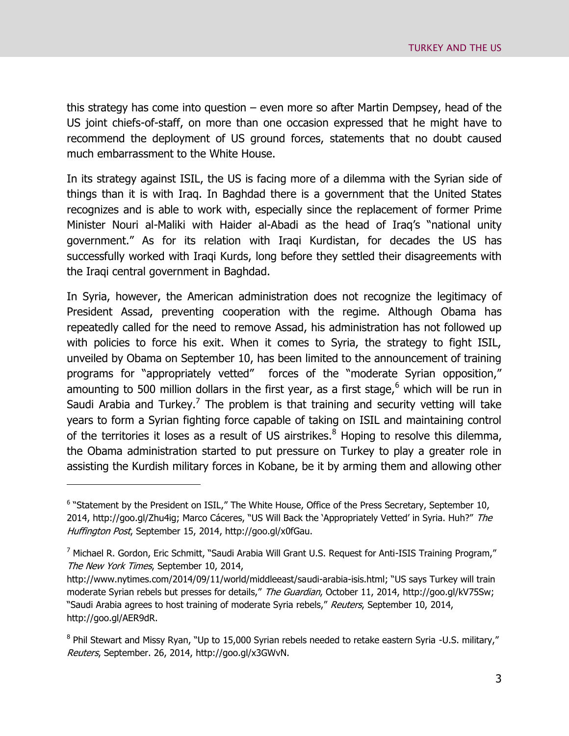this strategy has come into question – even more so after Martin Dempsey, head of the US joint chiefs-of-staff, on more than one occasion expressed that he might have to recommend the deployment of US ground forces, statements that no doubt caused much embarrassment to the White House.

In its strategy against ISIL, the US is facing more of a dilemma with the Syrian side of things than it is with Iraq. In Baghdad there is a government that the United States recognizes and is able to work with, especially since the replacement of former Prime Minister Nouri al-Maliki with Haider al-Abadi as the head of Iraq's "national unity government." As for its relation with Iraqi Kurdistan, for decades the US has successfully worked with Iraqi Kurds, long before they settled their disagreements with the Iraqi central government in Baghdad.

In Syria, however, the American administration does not recognize the legitimacy of President Assad, preventing cooperation with the regime. Although Obama has repeatedly called for the need to remove Assad, his administration has not followed up with policies to force his exit. When it comes to Syria, the strategy to fight ISIL, unveiled by Obama on September 10, has been limited to the announcement of training programs for "appropriately vetted" forces of the "moderate Syrian opposition," amounting to 500 million dollars in the first year, as a first stage,[6] which will be run in Saudi Arabia and Turkey.[7] The problem is that training and security vetting will take years to form a Syrian fighting force capable of taking on ISIL and maintaining control of the territories it loses as a result of US airstrikes.[8] Hoping to resolve this dilemma, the Obama administration started to put pressure on Turkey to play a greater role in assisting the Kurdish military forces in Kobane, be it by arming them and allowing other

---

[6] "Statement by the President on ISIL," The White House, Office of the Press Secretary, September 10, 2014, http://goo.gl/Zhu4ig; Marco Cáceres, "US Will Back the 'Appropriately Vetted' in Syria. Huh?" *The Huffington Post*, September 15, 2014, http://goo.gl/x0fGau.

[7] Michael R. Gordon, Eric Schmitt, "Saudi Arabia Will Grant U.S. Request for Anti-ISIS Training Program," *The New York Times*, September 10, 2014, http://www.nytimes.com/2014/09/11/world/middleeast/saudi-arabia-isis.html; "US says Turkey will train moderate Syrian rebels but presses for details," *The Guardian*, October 11, 2014, http://goo.gl/kV75Sw; "Saudi Arabia agrees to host training of moderate Syria rebels," *Reuters*, September 10, 2014, http://goo.gl/AER9dR.

[8] Phil Stewart and Missy Ryan, "Up to 15,000 Syrian rebels needed to retake eastern Syria -U.S. military," *Reuters*, September. 26, 2014, http://goo.gl/x3GWvN.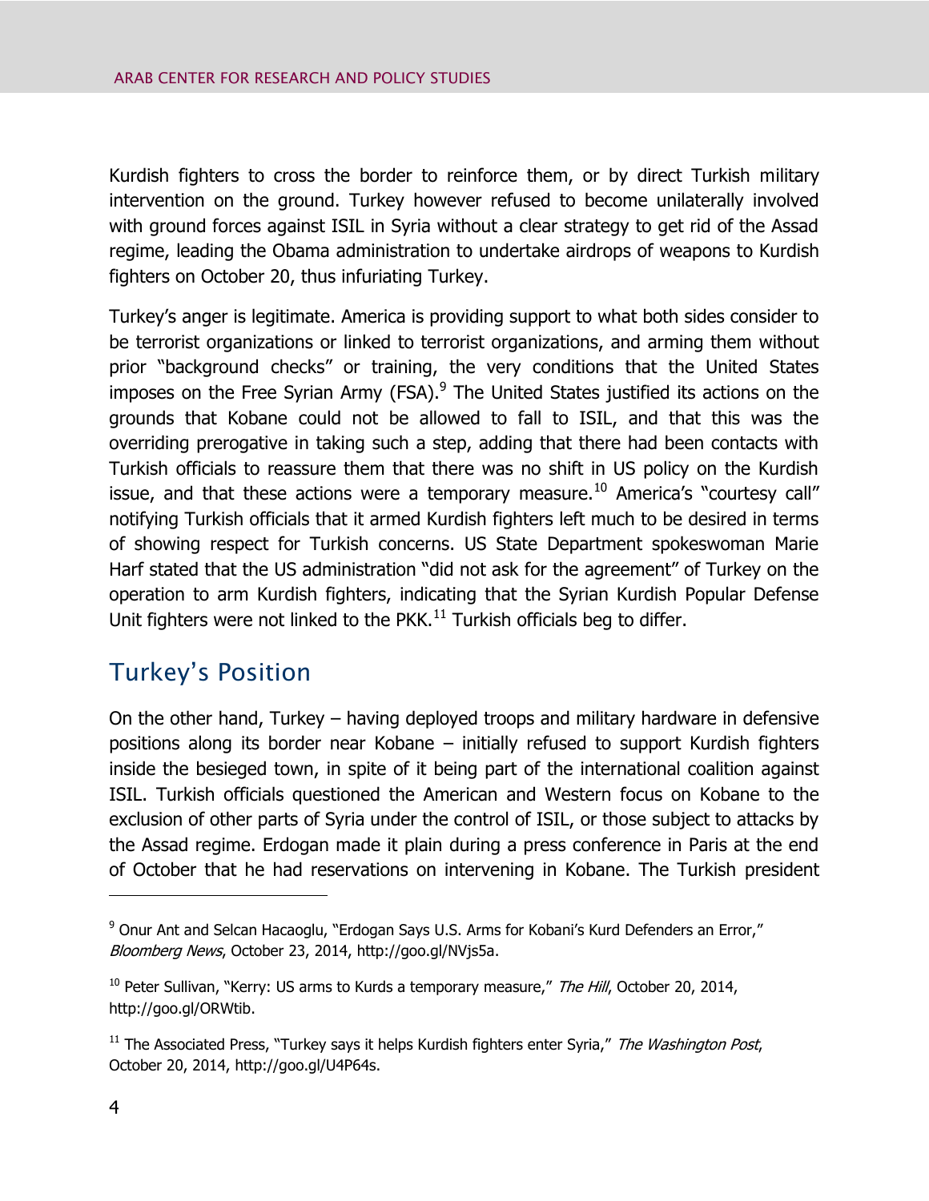Kurdish fighters to cross the border to reinforce them, or by direct Turkish military intervention on the ground. Turkey however refused to become unilaterally involved with ground forces against ISIL in Syria without a clear strategy to get rid of the Assad regime, leading the Obama administration to undertake airdrops of weapons to Kurdish fighters on October 20, thus infuriating Turkey.

Turkey's anger is legitimate. America is providing support to what both sides consider to be terrorist organizations or linked to terrorist organizations, and arming them without prior "background checks" or training, the very conditions that the United States imposes on the Free Syrian Army (FSA).[9] The United States justified its actions on the grounds that Kobane could not be allowed to fall to ISIL, and that this was the overriding prerogative in taking such a step, adding that there had been contacts with Turkish officials to reassure them that there was no shift in US policy on the Kurdish issue, and that these actions were a temporary measure.[10] America's "courtesy call" notifying Turkish officials that it armed Kurdish fighters left much to be desired in terms of showing respect for Turkish concerns. US State Department spokeswoman Marie Harf stated that the US administration "did not ask for the agreement" of Turkey on the operation to arm Kurdish fighters, indicating that the Syrian Kurdish Popular Defense Unit fighters were not linked to the PKK.[11] Turkish officials beg to differ.

## Turkey's Position

On the other hand, Turkey – having deployed troops and military hardware in defensive positions along its border near Kobane – initially refused to support Kurdish fighters inside the besieged town, in spite of it being part of the international coalition against ISIL. Turkish officials questioned the American and Western focus on Kobane to the exclusion of other parts of Syria under the control of ISIL, or those subject to attacks by the Assad regime. Erdogan made it plain during a press conference in Paris at the end of October that he had reservations on intervening in Kobane. The Turkish president

---

[9] Onur Ant and Selcan Hacaoglu, "Erdogan Says U.S. Arms for Kobani's Kurd Defenders an Error," *Bloomberg News*, October 23, 2014, http://goo.gl/NVjs5a.

[10] Peter Sullivan, "Kerry: US arms to Kurds a temporary measure," *The Hill*, October 20, 2014, http://goo.gl/ORWtib.

[11] The Associated Press, "Turkey says it helps Kurdish fighters enter Syria," *The Washington Post*, October 20, 2014, http://goo.gl/U4P64s.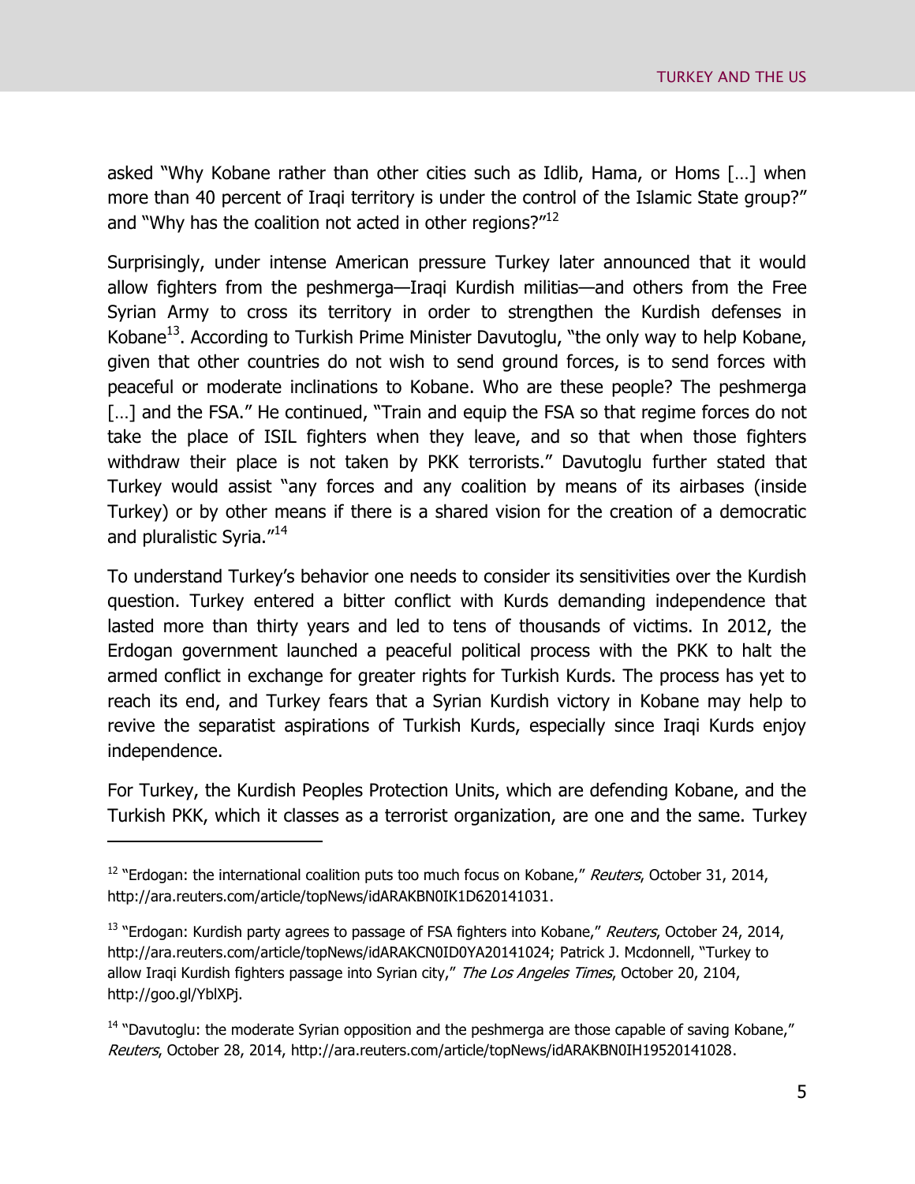asked "Why Kobane rather than other cities such as Idlib, Hama, or Homs […] when more than 40 percent of Iraqi territory is under the control of the Islamic State group?" and "Why has the coalition not acted in other regions?"[12]

Surprisingly, under intense American pressure Turkey later announced that it would allow fighters from the peshmerga—Iraqi Kurdish militias—and others from the Free Syrian Army to cross its territory in order to strengthen the Kurdish defenses in Kobane[13]. According to Turkish Prime Minister Davutoglu, "the only way to help Kobane, given that other countries do not wish to send ground forces, is to send forces with peaceful or moderate inclinations to Kobane. Who are these people? The peshmerga […] and the FSA." He continued, "Train and equip the FSA so that regime forces do not take the place of ISIL fighters when they leave, and so that when those fighters withdraw their place is not taken by PKK terrorists." Davutoglu further stated that Turkey would assist "any forces and any coalition by means of its airbases (inside Turkey) or by other means if there is a shared vision for the creation of a democratic and pluralistic Syria."[14]

To understand Turkey's behavior one needs to consider its sensitivities over the Kurdish question. Turkey entered a bitter conflict with Kurds demanding independence that lasted more than thirty years and led to tens of thousands of victims. In 2012, the Erdogan government launched a peaceful political process with the PKK to halt the armed conflict in exchange for greater rights for Turkish Kurds. The process has yet to reach its end, and Turkey fears that a Syrian Kurdish victory in Kobane may help to revive the separatist aspirations of Turkish Kurds, especially since Iraqi Kurds enjoy independence.

For Turkey, the Kurdish Peoples Protection Units, which are defending Kobane, and the Turkish PKK, which it classes as a terrorist organization, are one and the same. Turkey

---

[12] "Erdogan: the international coalition puts too much focus on Kobane," *Reuters*, October 31, 2014, http://ara.reuters.com/article/topNews/idARAKBN0IK1D620141031.

[13] "Erdogan: Kurdish party agrees to passage of FSA fighters into Kobane," *Reuters*, October 24, 2014, http://ara.reuters.com/article/topNews/idARAKCN0ID0YA20141024; Patrick J. Mcdonnell, "Turkey to allow Iraqi Kurdish fighters passage into Syrian city," *The Los Angeles Times*, October 20, 2104, http://goo.gl/YblXPj.

[14] "Davutoglu: the moderate Syrian opposition and the peshmerga are those capable of saving Kobane," *Reuters*, October 28, 2014, http://ara.reuters.com/article/topNews/idARAKBN0IH19520141028.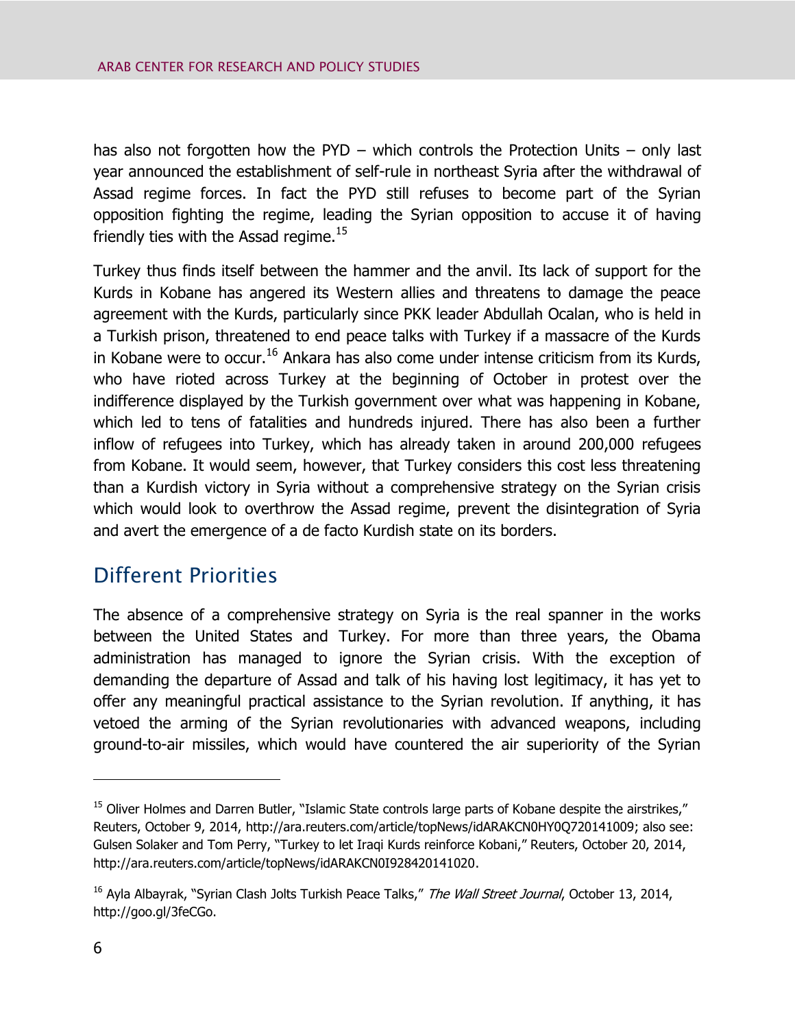has also not forgotten how the PYD – which controls the Protection Units – only last year announced the establishment of self-rule in northeast Syria after the withdrawal of Assad regime forces. In fact the PYD still refuses to become part of the Syrian opposition fighting the regime, leading the Syrian opposition to accuse it of having friendly ties with the Assad regime.[15]

Turkey thus finds itself between the hammer and the anvil. Its lack of support for the Kurds in Kobane has angered its Western allies and threatens to damage the peace agreement with the Kurds, particularly since PKK leader Abdullah Ocalan, who is held in a Turkish prison, threatened to end peace talks with Turkey if a massacre of the Kurds in Kobane were to occur.[16] Ankara has also come under intense criticism from its Kurds, who have rioted across Turkey at the beginning of October in protest over the indifference displayed by the Turkish government over what was happening in Kobane, which led to tens of fatalities and hundreds injured. There has also been a further inflow of refugees into Turkey, which has already taken in around 200,000 refugees from Kobane. It would seem, however, that Turkey considers this cost less threatening than a Kurdish victory in Syria without a comprehensive strategy on the Syrian crisis which would look to overthrow the Assad regime, prevent the disintegration of Syria and avert the emergence of a de facto Kurdish state on its borders.

## Different Priorities

The absence of a comprehensive strategy on Syria is the real spanner in the works between the United States and Turkey. For more than three years, the Obama administration has managed to ignore the Syrian crisis. With the exception of demanding the departure of Assad and talk of his having lost legitimacy, it has yet to offer any meaningful practical assistance to the Syrian revolution. If anything, it has vetoed the arming of the Syrian revolutionaries with advanced weapons, including ground-to-air missiles, which would have countered the air superiority of the Syrian

---

[15] Oliver Holmes and Darren Butler, "Islamic State controls large parts of Kobane despite the airstrikes," Reuters, October 9, 2014, http://ara.reuters.com/article/topNews/idARAKCN0HY0Q720141009; also see: Gulsen Solaker and Tom Perry, "Turkey to let Iraqi Kurds reinforce Kobani," Reuters, October 20, 2014, http://ara.reuters.com/article/topNews/idARAKCN0I928420141020.

[16] Ayla Albayrak, "Syrian Clash Jolts Turkish Peace Talks," *The Wall Street Journal*, October 13, 2014, http://goo.gl/3feCGo.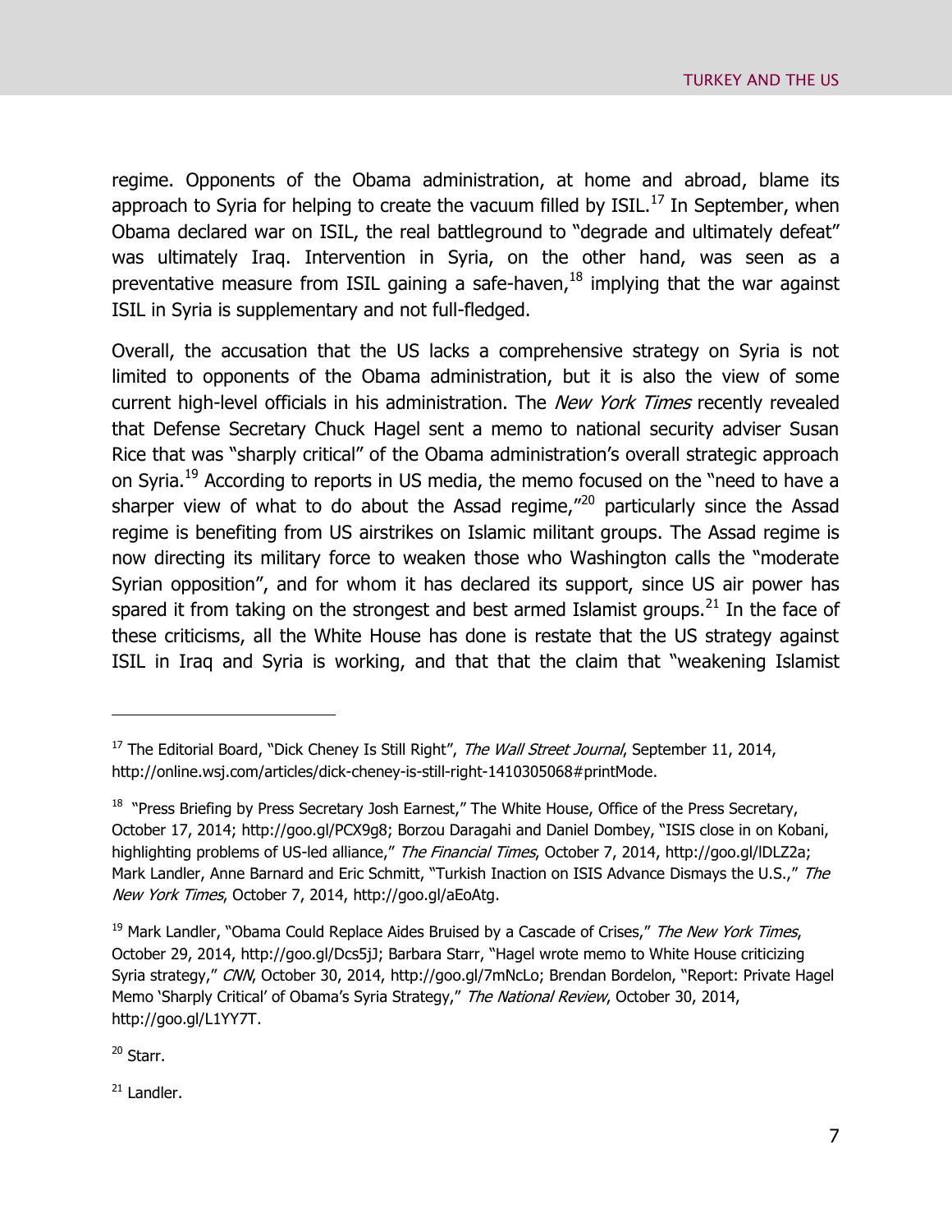regime. Opponents of the Obama administration, at home and abroad, blame its approach to Syria for helping to create the vacuum filled by ISIL.[17] In September, when Obama declared war on ISIL, the real battleground to "degrade and ultimately defeat" was ultimately Iraq. Intervention in Syria, on the other hand, was seen as a preventative measure from ISIL gaining a safe-haven,[18] implying that the war against ISIL in Syria is supplementary and not full-fledged.

Overall, the accusation that the US lacks a comprehensive strategy on Syria is not limited to opponents of the Obama administration, but it is also the view of some current high-level officials in his administration. The *New York Times* recently revealed that Defense Secretary Chuck Hagel sent a memo to national security adviser Susan Rice that was "sharply critical" of the Obama administration's overall strategic approach on Syria.[19] According to reports in US media, the memo focused on the "need to have a sharper view of what to do about the Assad regime,"[20] particularly since the Assad regime is benefiting from US airstrikes on Islamic militant groups. The Assad regime is now directing its military force to weaken those who Washington calls the "moderate Syrian opposition", and for whom it has declared its support, since US air power has spared it from taking on the strongest and best armed Islamist groups.[21] In the face of these criticisms, all the White House has done is restate that the US strategy against ISIL in Iraq and Syria is working, and that that the claim that "weakening Islamist

---

[17] The Editorial Board, "Dick Cheney Is Still Right", *The Wall Street Journal*, September 11, 2014, http://online.wsj.com/articles/dick-cheney-is-still-right-1410305068#printMode.

[18] "Press Briefing by Press Secretary Josh Earnest," The White House, Office of the Press Secretary, October 17, 2014; http://goo.gl/PCX9g8; Borzou Daragahi and Daniel Dombey, "ISIS close in on Kobani, highlighting problems of US-led alliance," *The Financial Times*, October 7, 2014, http://goo.gl/lDLZ2a; Mark Landler, Anne Barnard and Eric Schmitt, "Turkish Inaction on ISIS Advance Dismays the U.S.," *The New York Times*, October 7, 2014, http://goo.gl/aEoAtg.

[19] Mark Landler, "Obama Could Replace Aides Bruised by a Cascade of Crises," *The New York Times*, October 29, 2014, http://goo.gl/Dcs5jJ; Barbara Starr, "Hagel wrote memo to White House criticizing Syria strategy," *CNN*, October 30, 2014, http://goo.gl/7mNcLo; Brendan Bordelon, "Report: Private Hagel Memo 'Sharply Critical' of Obama's Syria Strategy," *The National Review*, October 30, 2014, http://goo.gl/L1YY7T.

[20] Starr.

[21] Landler.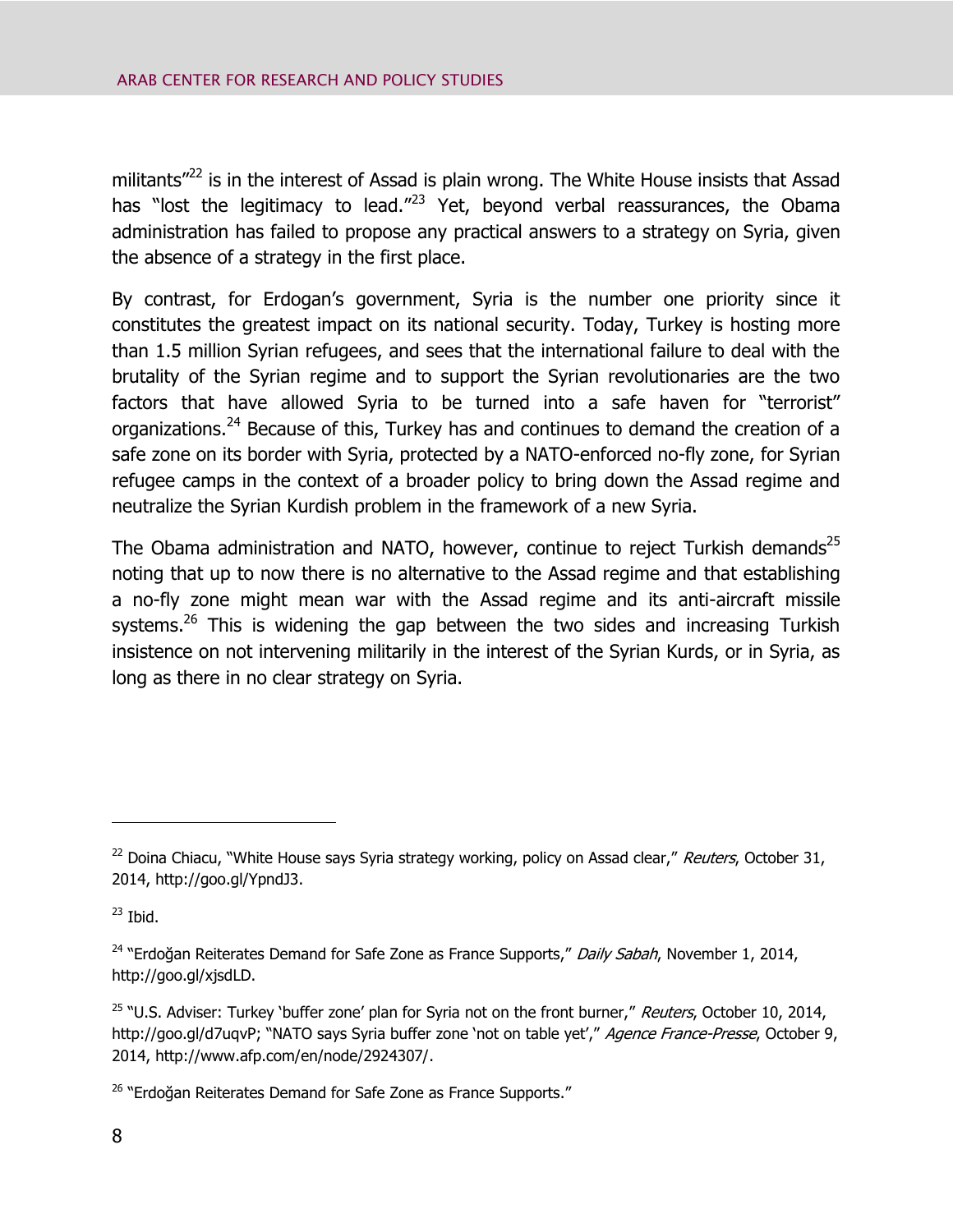militants"[22] is in the interest of Assad is plain wrong. The White House insists that Assad has "lost the legitimacy to lead."[23] Yet, beyond verbal reassurances, the Obama administration has failed to propose any practical answers to a strategy on Syria, given the absence of a strategy in the first place.

By contrast, for Erdogan's government, Syria is the number one priority since it constitutes the greatest impact on its national security. Today, Turkey is hosting more than 1.5 million Syrian refugees, and sees that the international failure to deal with the brutality of the Syrian regime and to support the Syrian revolutionaries are the two factors that have allowed Syria to be turned into a safe haven for "terrorist" organizations.[24] Because of this, Turkey has and continues to demand the creation of a safe zone on its border with Syria, protected by a NATO-enforced no-fly zone, for Syrian refugee camps in the context of a broader policy to bring down the Assad regime and neutralize the Syrian Kurdish problem in the framework of a new Syria.

The Obama administration and NATO, however, continue to reject Turkish demands[25] noting that up to now there is no alternative to the Assad regime and that establishing a no-fly zone might mean war with the Assad regime and its anti-aircraft missile systems.[26] This is widening the gap between the two sides and increasing Turkish insistence on not intervening militarily in the interest of the Syrian Kurds, or in Syria, as long as there in no clear strategy on Syria.

---

[22] Doina Chiacu, "White House says Syria strategy working, policy on Assad clear," *Reuters*, October 31, 2014, http://goo.gl/YpndJ3.

[23] Ibid.

[24] "Erdoğan Reiterates Demand for Safe Zone as France Supports," *Daily Sabah*, November 1, 2014, http://goo.gl/xjsdLD.

[25] "U.S. Adviser: Turkey 'buffer zone' plan for Syria not on the front burner," *Reuters*, October 10, 2014, http://goo.gl/d7uqvP; "NATO says Syria buffer zone 'not on table yet'," *Agence France-Presse*, October 9, 2014, http://www.afp.com/en/node/2924307/.

[26] "Erdoğan Reiterates Demand for Safe Zone as France Supports."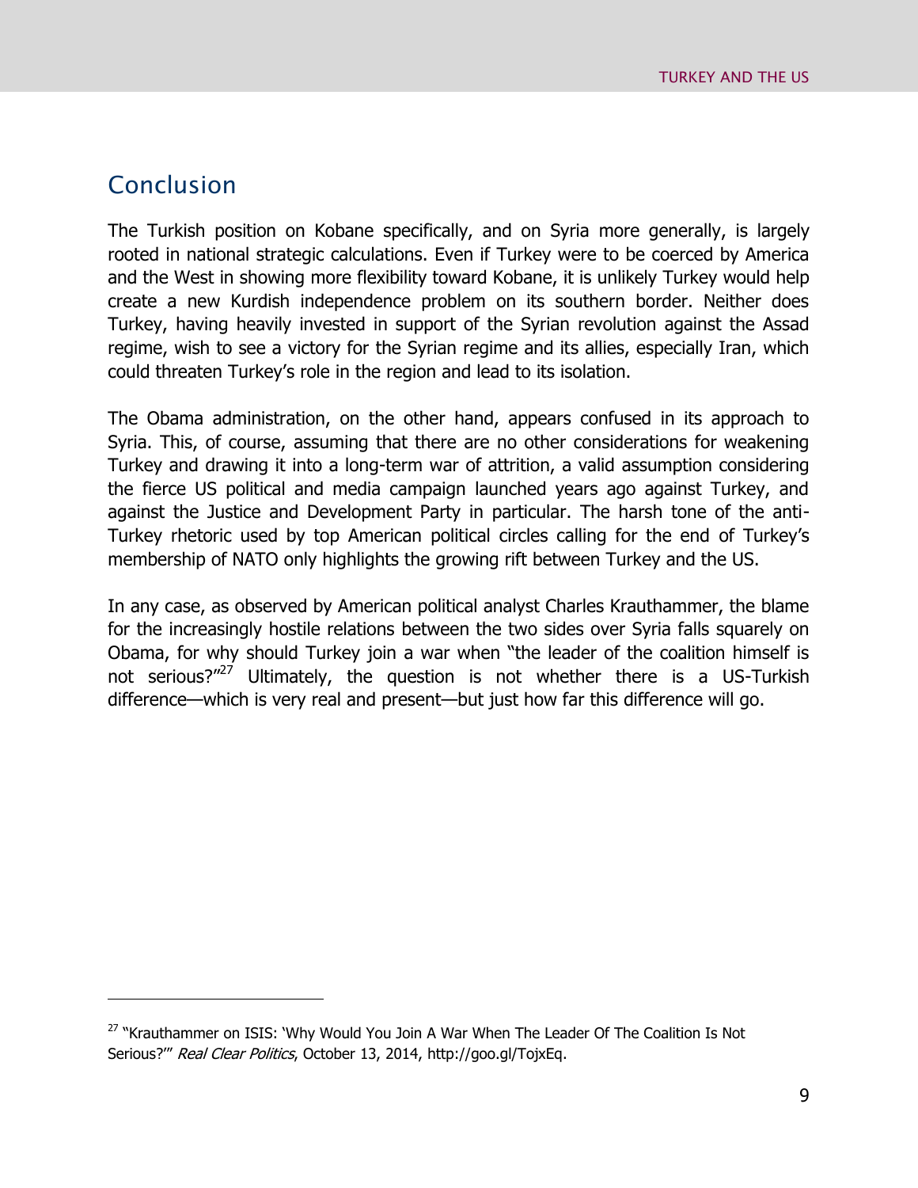## Conclusion

The Turkish position on Kobane specifically, and on Syria more generally, is largely rooted in national strategic calculations. Even if Turkey were to be coerced by America and the West in showing more flexibility toward Kobane, it is unlikely Turkey would help create a new Kurdish independence problem on its southern border. Neither does Turkey, having heavily invested in support of the Syrian revolution against the Assad regime, wish to see a victory for the Syrian regime and its allies, especially Iran, which could threaten Turkey's role in the region and lead to its isolation.

The Obama administration, on the other hand, appears confused in its approach to Syria. This, of course, assuming that there are no other considerations for weakening Turkey and drawing it into a long-term war of attrition, a valid assumption considering the fierce US political and media campaign launched years ago against Turkey, and against the Justice and Development Party in particular. The harsh tone of the anti-Turkey rhetoric used by top American political circles calling for the end of Turkey's membership of NATO only highlights the growing rift between Turkey and the US.

In any case, as observed by American political analyst Charles Krauthammer, the blame for the increasingly hostile relations between the two sides over Syria falls squarely on Obama, for why should Turkey join a war when "the leader of the coalition himself is not serious?"[27] Ultimately, the question is not whether there is a US-Turkish difference—which is very real and present—but just how far this difference will go.

---

[27] "Krauthammer on ISIS: 'Why Would You Join A War When The Leader Of The Coalition Is Not Serious?'" *Real Clear Politics*, October 13, 2014, http://goo.gl/TojxEq.